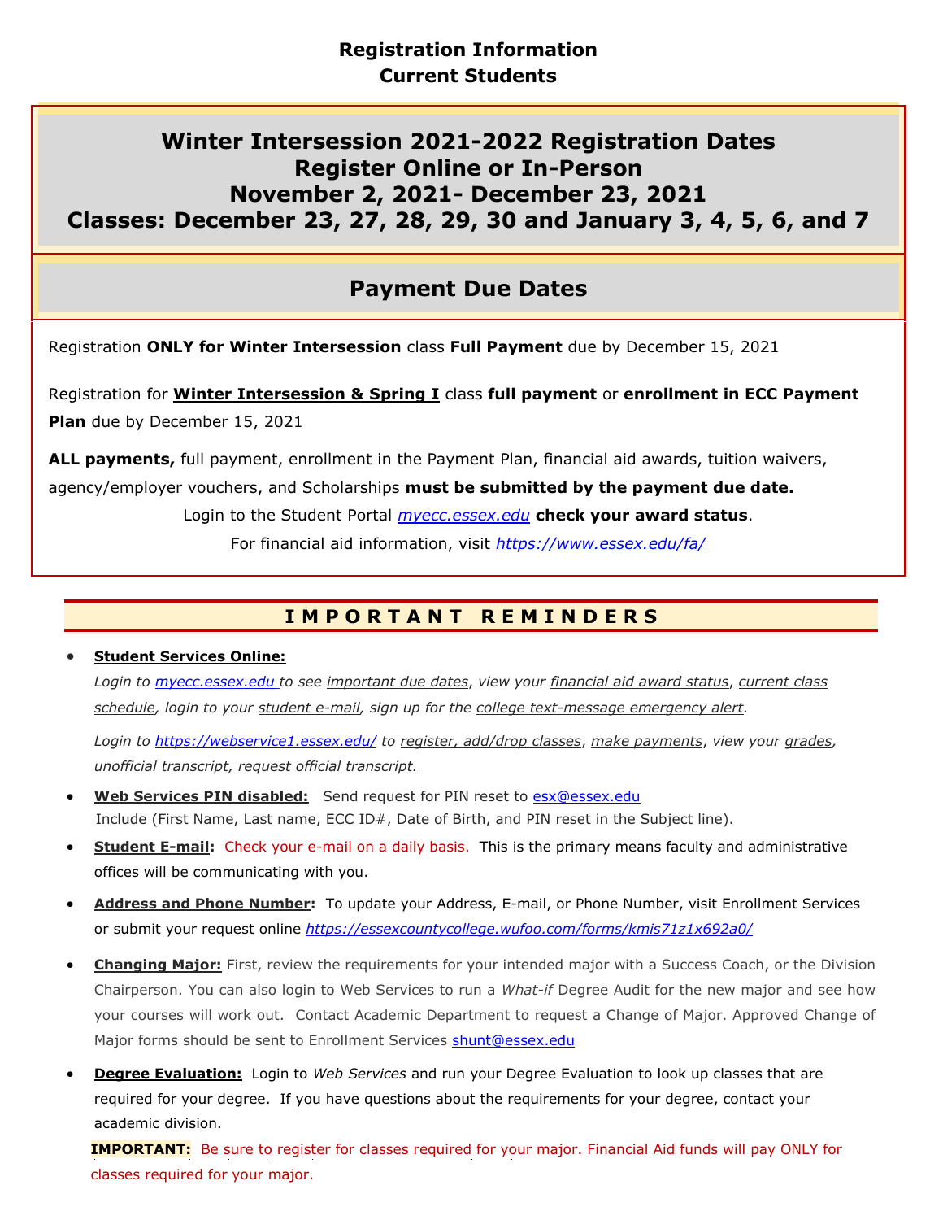# Registration Information
# Current Students

## Winter Intersession 2021-2022 Registration Dates
## Register Online or In-Person
## November 2, 2021- December 23, 2021
## Classes: December 23, 27, 28, 29, 30 and January 3, 4, 5, 6, and 7

## Payment Due Dates

Registration **ONLY for Winter Intersession** class **Full Payment** due by December 15, 2021

Registration for **Winter Intersession & Spring I** class **full payment** or **enrollment in ECC Payment Plan** due by December 15, 2021

**ALL payments,** full payment, enrollment in the Payment Plan, financial aid awards, tuition waivers, agency/employer vouchers, and Scholarships **must be submitted by the payment due date.**

Login to the Student Portal *myecc.essex.edu* **check your award status**.

For financial aid information, visit *https://www.essex.edu/fa/*

## IMPORTANT REMINDERS

- **Student Services Online:**

  *Login to myecc.essex.edu to see important due dates, view your financial aid award status, current class schedule, login to your student e-mail, sign up for the college text-message emergency alert.*

  *Login to https://webservice1.essex.edu/ to register, add/drop classes, make payments, view your grades, unofficial transcript, request official transcript.*

- **Web Services PIN disabled:** Send request for PIN reset to esx@essex.edu
  Include (First Name, Last name, ECC ID#, Date of Birth, and PIN reset in the Subject line).

- **Student E-mail:** Check your e-mail on a daily basis. This is the primary means faculty and administrative offices will be communicating with you.

- **Address and Phone Number:** To update your Address, E-mail, or Phone Number, visit Enrollment Services or submit your request online *https://essexcountycollege.wufoo.com/forms/kmis71z1x692a0/*

- **Changing Major:** First, review the requirements for your intended major with a Success Coach, or the Division Chairperson. You can also login to Web Services to run a *What-if* Degree Audit for the new major and see how your courses will work out. Contact Academic Department to request a Change of Major. Approved Change of Major forms should be sent to Enrollment Services shunt@essex.edu

- **Degree Evaluation:** Login to *Web Services* and run your Degree Evaluation to look up classes that are required for your degree. If you have questions about the requirements for your degree, contact your academic division.

  **IMPORTANT:** Be sure to register for classes required for your major. Financial Aid funds will pay ONLY for classes required for your major.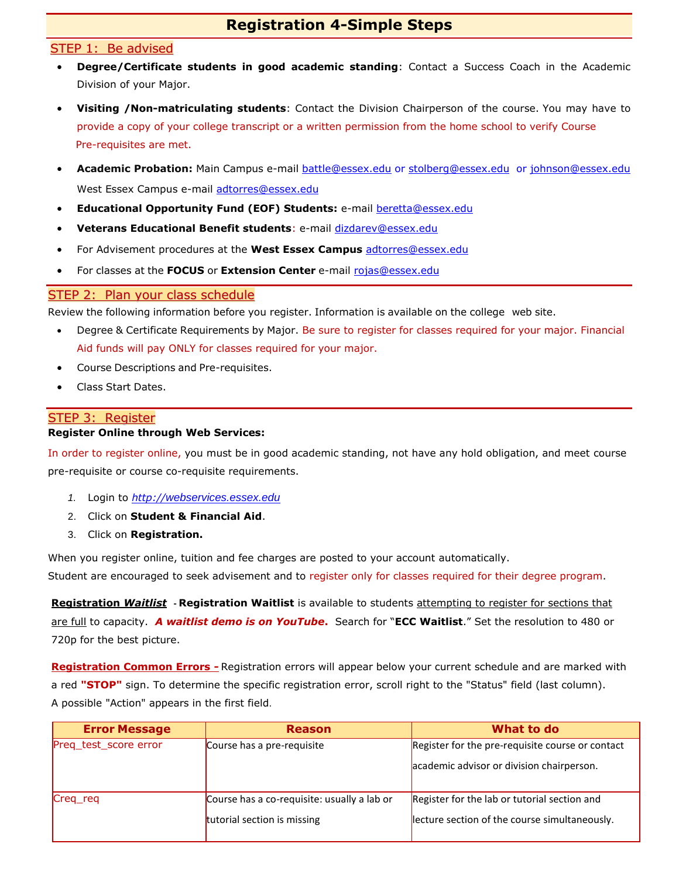# Registration 4-Simple Steps

## STEP 1: Be advised

- **Degree/Certificate students in good academic standing**: Contact a Success Coach in the Academic Division of your Major.
- **Visiting /Non-matriculating students**: Contact the Division Chairperson of the course. You may have to provide a copy of your college transcript or a written permission from the home school to verify Course Pre-requisites are met.
- **Academic Probation:** Main Campus e-mail battle@essex.edu or stolberg@essex.edu or johnson@essex.edu West Essex Campus e-mail adtorres@essex.edu
- **Educational Opportunity Fund (EOF) Students:** e-mail beretta@essex.edu
- **Veterans Educational Benefit students**: e-mail dizdarev@essex.edu
- For Advisement procedures at the **West Essex Campus** adtorres@essex.edu
- For classes at the **FOCUS** or **Extension Center** e-mail rojas@essex.edu

## STEP 2: Plan your class schedule

Review the following information before you register. Information is available on the college web site.

- Degree & Certificate Requirements by Major. Be sure to register for classes required for your major. Financial Aid funds will pay ONLY for classes required for your major.
- Course Descriptions and Pre-requisites.
- Class Start Dates.

## STEP 3: Register

**Register Online through Web Services:**

In order to register online, you must be in good academic standing, not have any hold obligation, and meet course pre-requisite or course co-requisite requirements.

1. Login to *http://webservices.essex.edu*
2. Click on **Student & Financial Aid**.
3. Click on **Registration.**

When you register online, tuition and fee charges are posted to your account automatically.
Student are encouraged to seek advisement and to register only for classes required for their degree program.

**Registration *Waitlist*** - **Registration Waitlist** is available to students attempting to register for sections that are full to capacity. ***A waitlist demo is on YouTube.*** Search for "**ECC Waitlist**." Set the resolution to 480 or 720p for the best picture.

**Registration Common Errors -** Registration errors will appear below your current schedule and are marked with a red **"STOP"** sign. To determine the specific registration error, scroll right to the "Status" field (last column). A possible "Action" appears in the first field.

| Error Message | Reason | What to do |
|---|---|---|
| Preq_test_score error | Course has a pre-requisite | Register for the pre-requisite course or contact academic advisor or division chairperson. |
| Creq_req | Course has a co-requisite: usually a lab or tutorial section is missing | Register for the lab or tutorial section and lecture section of the course simultaneously. |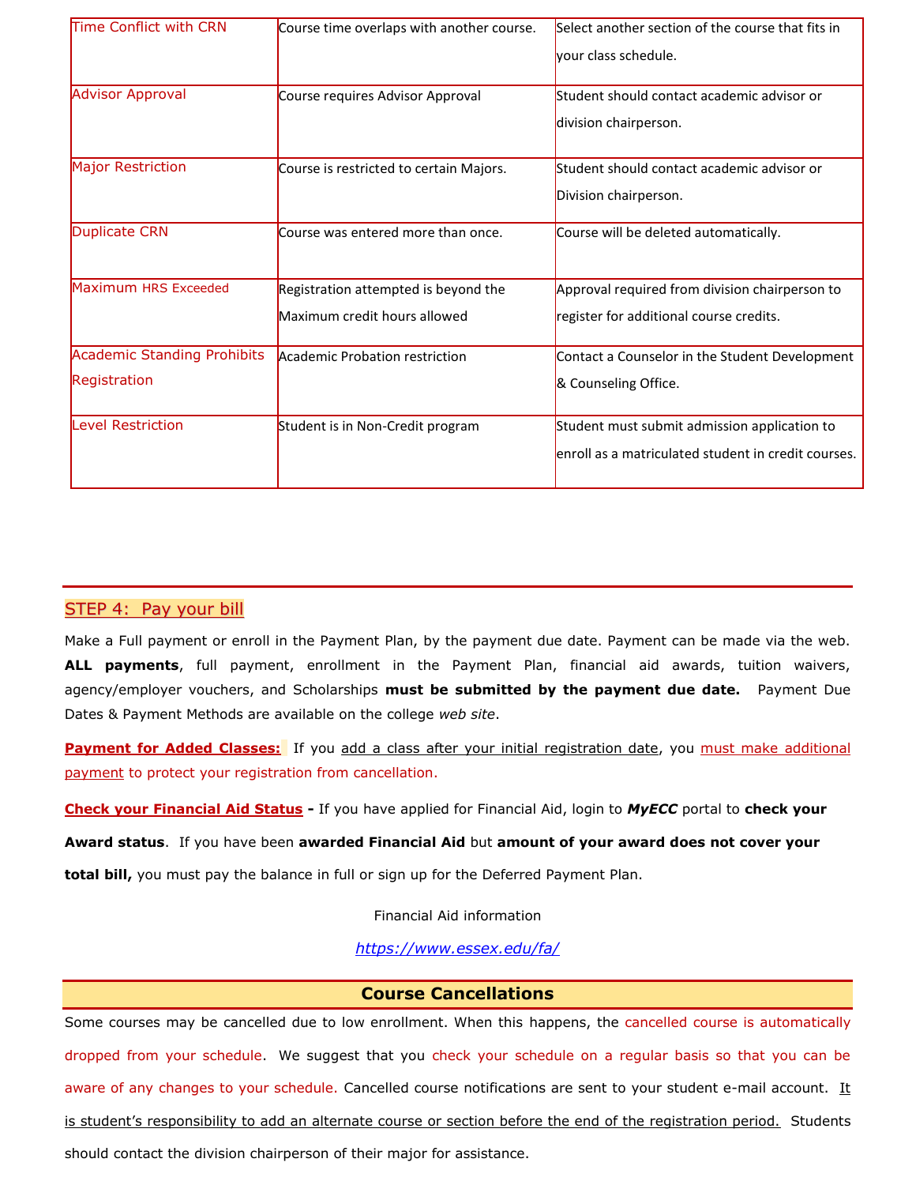| | | |
|---|---|---|
| Time Conflict with CRN | Course time overlaps with another course. | Select another section of the course that fits in your class schedule. |
| Advisor Approval | Course requires Advisor Approval | Student should contact academic advisor or division chairperson. |
| Major Restriction | Course is restricted to certain Majors. | Student should contact academic advisor or Division chairperson. |
| Duplicate CRN | Course was entered more than once. | Course will be deleted automatically. |
| Maximum HRS Exceeded | Registration attempted is beyond the Maximum credit hours allowed | Approval required from division chairperson to register for additional course credits. |
| Academic Standing Prohibits Registration | Academic Probation restriction | Contact a Counselor in the Student Development & Counseling Office. |
| Level Restriction | Student is in Non-Credit program | Student must submit admission application to enroll as a matriculated student in credit courses. |

## STEP 4: Pay your bill

Make a Full payment or enroll in the Payment Plan, by the payment due date. Payment can be made via the web. **ALL payments**, full payment, enrollment in the Payment Plan, financial aid awards, tuition waivers, agency/employer vouchers, and Scholarships **must be submitted by the payment due date.** Payment Due Dates & Payment Methods are available on the college *web site*.

**Payment for Added Classes:** If you add a class after your initial registration date, you must make additional payment to protect your registration from cancellation.

**Check your Financial Aid Status -** If you have applied for Financial Aid, login to ***MyECC*** portal to **check your Award status**. If you have been **awarded Financial Aid** but **amount of your award does not cover your total bill,** you must pay the balance in full or sign up for the Deferred Payment Plan.

Financial Aid information

*https://www.essex.edu/fa/*

## Course Cancellations

Some courses may be cancelled due to low enrollment. When this happens, the cancelled course is automatically dropped from your schedule. We suggest that you check your schedule on a regular basis so that you can be aware of any changes to your schedule. Cancelled course notifications are sent to your student e-mail account. It is student's responsibility to add an alternate course or section before the end of the registration period. Students should contact the division chairperson of their major for assistance.